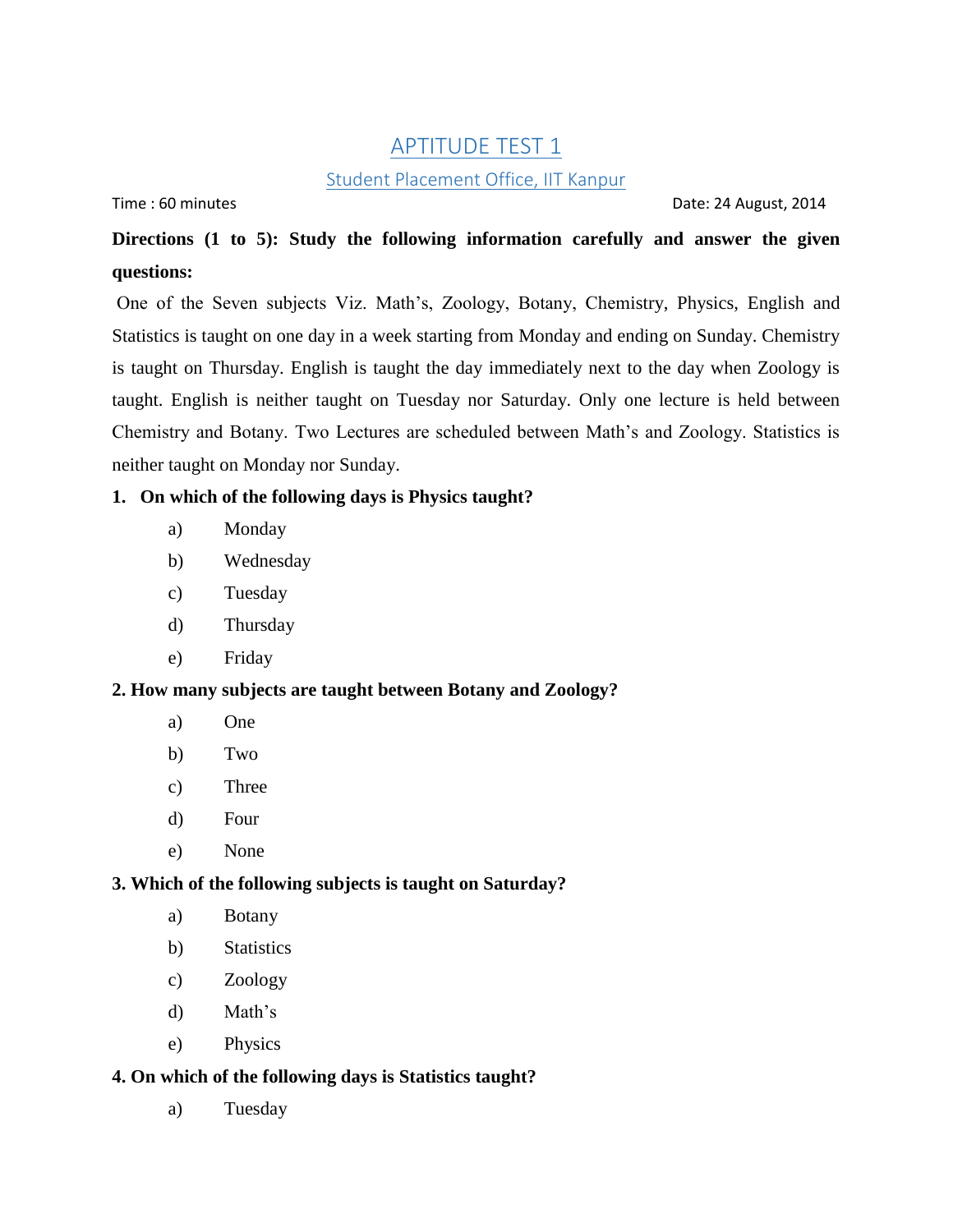# APTITUDE TEST 1

## Student Placement Office, IIT Kanpur

Time : 60 minutes Date: 24 August, 2014

**Directions (1 to 5): Study the following information carefully and answer the given questions:**

One of the Seven subjects Viz. Math's, Zoology, Botany, Chemistry, Physics, English and Statistics is taught on one day in a week starting from Monday and ending on Sunday. Chemistry is taught on Thursday. English is taught the day immediately next to the day when Zoology is taught. English is neither taught on Tuesday nor Saturday. Only one lecture is held between Chemistry and Botany. Two Lectures are scheduled between Math's and Zoology. Statistics is neither taught on Monday nor Sunday.

**1. On which of the following days is Physics taught?**

a) Monday

b) Wednesday

c) Tuesday

d) Thursday

e) Friday

**2. How many subjects are taught between Botany and Zoology?**

a) One

b) Two

c) Three

d) Four

e) None

**3. Which of the following subjects is taught on Saturday?**

a) Botany

b) Statistics

c) Zoology

d) Math's

e) Physics

**4. On which of the following days is Statistics taught?**

a) Tuesday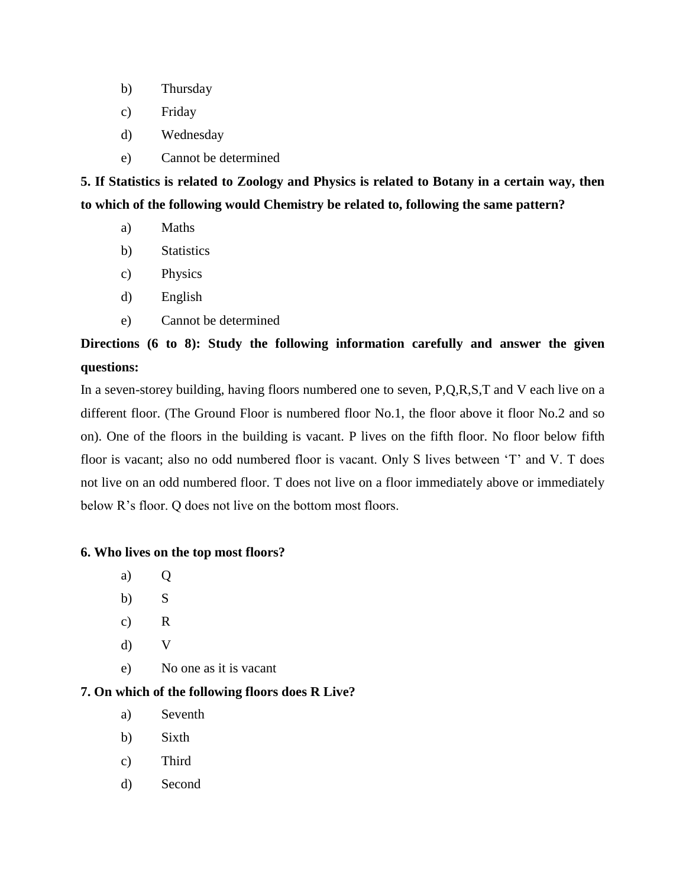b) Thursday

c) Friday

d) Wednesday

e) Cannot be determined

**5. If Statistics is related to Zoology and Physics is related to Botany in a certain way, then to which of the following would Chemistry be related to, following the same pattern?**

a) Maths

b) Statistics

c) Physics

d) English

e) Cannot be determined

**Directions (6 to 8): Study the following information carefully and answer the given questions:**

In a seven-storey building, having floors numbered one to seven, P,Q,R,S,T and V each live on a different floor. (The Ground Floor is numbered floor No.1, the floor above it floor No.2 and so on). One of the floors in the building is vacant. P lives on the fifth floor. No floor below fifth floor is vacant; also no odd numbered floor is vacant. Only S lives between 'T' and V. T does not live on an odd numbered floor. T does not live on a floor immediately above or immediately below R's floor. Q does not live on the bottom most floors.

**6. Who lives on the top most floors?**

a) Q

b) S

c) R

d) V

e) No one as it is vacant

**7. On which of the following floors does R Live?**

a) Seventh

b) Sixth

c) Third

d) Second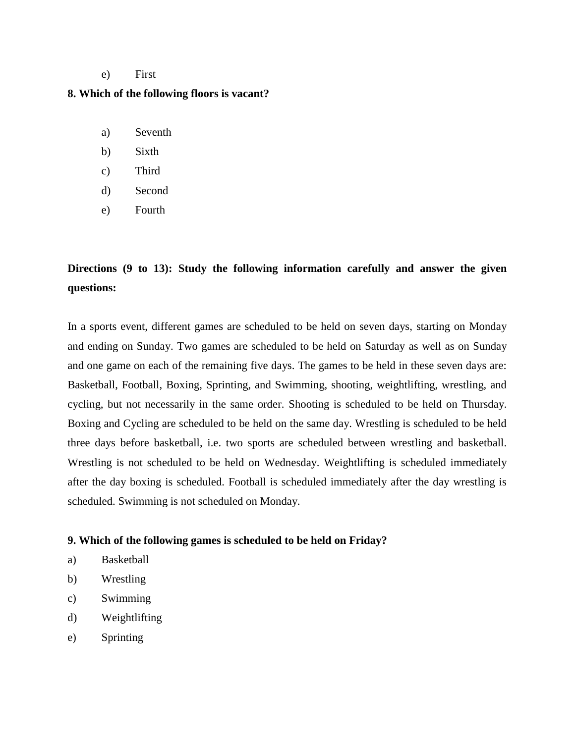e) First

**8. Which of the following floors is vacant?**

a) Seventh

b) Sixth

c) Third

d) Second

e) Fourth

**Directions (9 to 13): Study the following information carefully and answer the given questions:**

In a sports event, different games are scheduled to be held on seven days, starting on Monday and ending on Sunday. Two games are scheduled to be held on Saturday as well as on Sunday and one game on each of the remaining five days. The games to be held in these seven days are: Basketball, Football, Boxing, Sprinting, and Swimming, shooting, weightlifting, wrestling, and cycling, but not necessarily in the same order. Shooting is scheduled to be held on Thursday. Boxing and Cycling are scheduled to be held on the same day. Wrestling is scheduled to be held three days before basketball, i.e. two sports are scheduled between wrestling and basketball. Wrestling is not scheduled to be held on Wednesday. Weightlifting is scheduled immediately after the day boxing is scheduled. Football is scheduled immediately after the day wrestling is scheduled. Swimming is not scheduled on Monday.

**9. Which of the following games is scheduled to be held on Friday?**

a) Basketball

b) Wrestling

c) Swimming

d) Weightlifting

e) Sprinting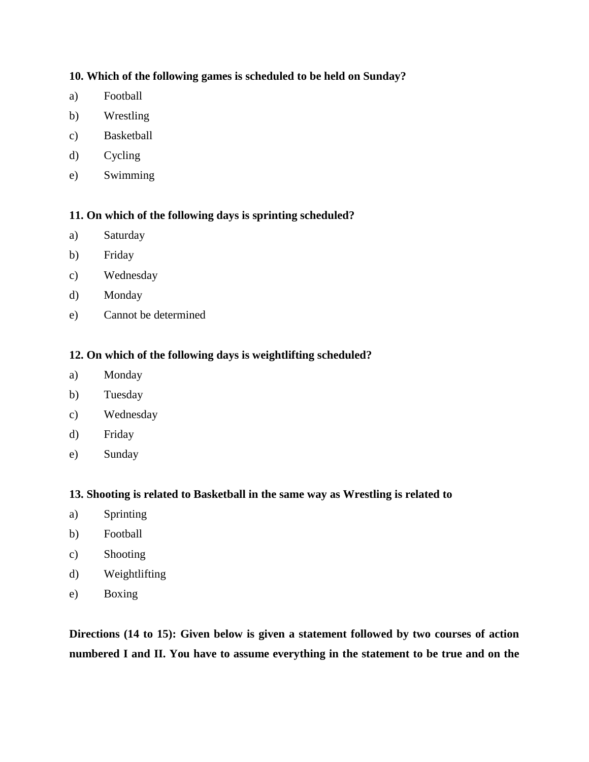**10. Which of the following games is scheduled to be held on Sunday?**

a) Football

b) Wrestling

c) Basketball

d) Cycling

e) Swimming

**11. On which of the following days is sprinting scheduled?**

a) Saturday

b) Friday

c) Wednesday

d) Monday

e) Cannot be determined

**12. On which of the following days is weightlifting scheduled?**

a) Monday

b) Tuesday

c) Wednesday

d) Friday

e) Sunday

**13. Shooting is related to Basketball in the same way as Wrestling is related to**

a) Sprinting

b) Football

c) Shooting

d) Weightlifting

e) Boxing

**Directions (14 to 15): Given below is given a statement followed by two courses of action numbered I and II. You have to assume everything in the statement to be true and on the**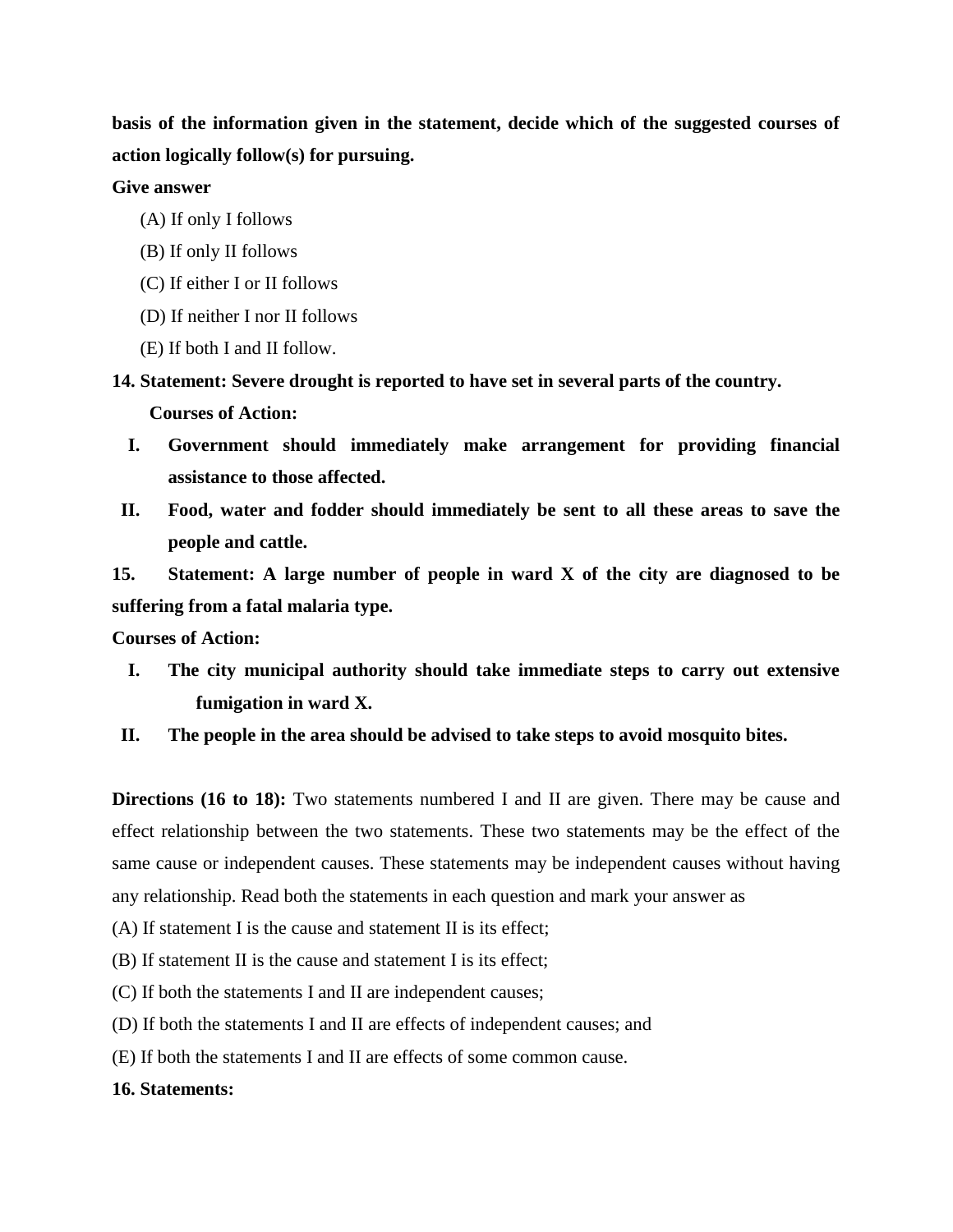**basis of the information given in the statement, decide which of the suggested courses of action logically follow(s) for pursuing.**

**Give answer**

(A) If only I follows

(B) If only II follows

(C) If either I or II follows

(D) If neither I nor II follows

(E) If both I and II follow.

**14. Statement: Severe drought is reported to have set in several parts of the country.**

**Courses of Action:**

**I. Government should immediately make arrangement for providing financial assistance to those affected.**

**II. Food, water and fodder should immediately be sent to all these areas to save the people and cattle.**

**15. Statement: A large number of people in ward X of the city are diagnosed to be suffering from a fatal malaria type.**

**Courses of Action:**

**I. The city municipal authority should take immediate steps to carry out extensive fumigation in ward X.**

**II. The people in the area should be advised to take steps to avoid mosquito bites.**

**Directions (16 to 18):** Two statements numbered I and II are given. There may be cause and effect relationship between the two statements. These two statements may be the effect of the same cause or independent causes. These statements may be independent causes without having any relationship. Read both the statements in each question and mark your answer as

(A) If statement I is the cause and statement II is its effect;

(B) If statement II is the cause and statement I is its effect;

(C) If both the statements I and II are independent causes;

(D) If both the statements I and II are effects of independent causes; and

(E) If both the statements I and II are effects of some common cause.

**16. Statements:**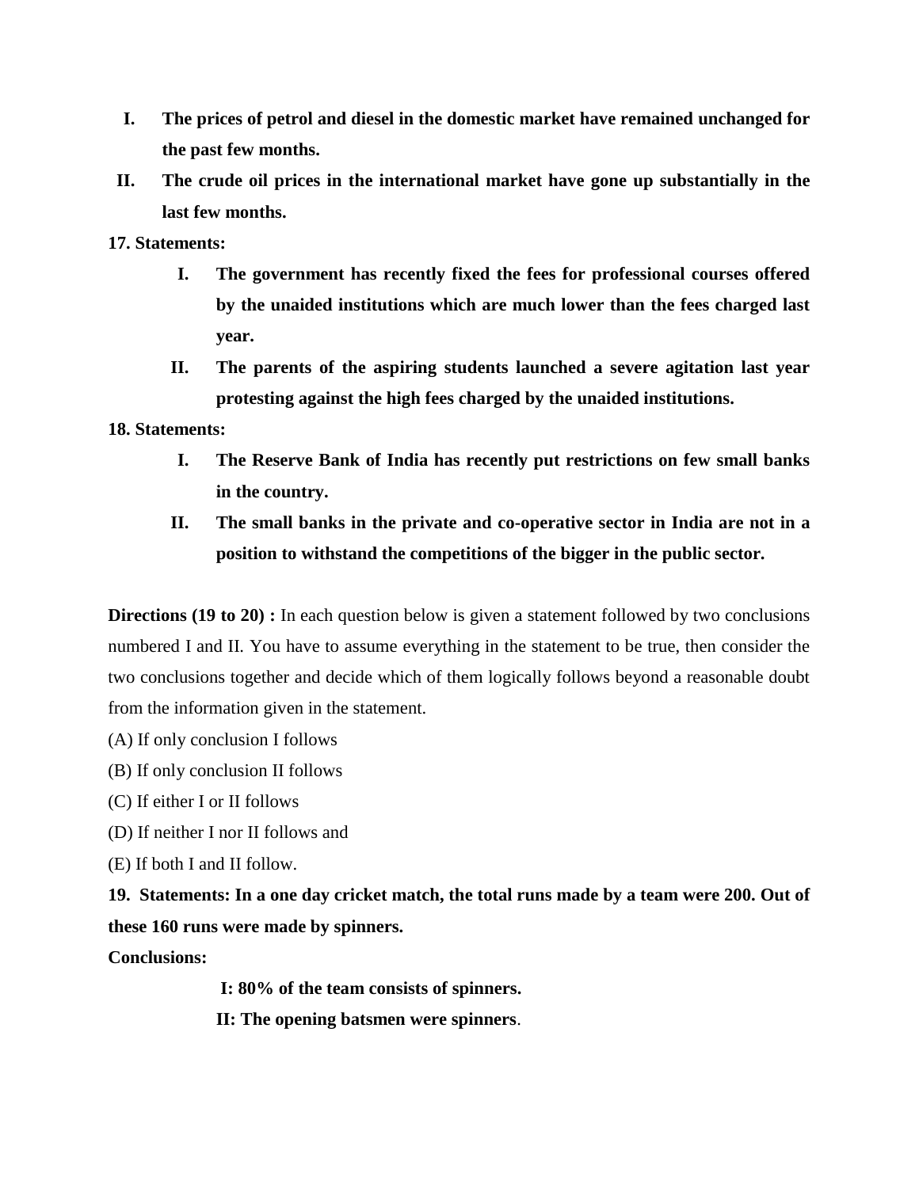**I. The prices of petrol and diesel in the domestic market have remained unchanged for the past few months.**

**II. The crude oil prices in the international market have gone up substantially in the last few months.**

**17. Statements:**

**I. The government has recently fixed the fees for professional courses offered by the unaided institutions which are much lower than the fees charged last year.**

**II. The parents of the aspiring students launched a severe agitation last year protesting against the high fees charged by the unaided institutions.**

**18. Statements:**

**I. The Reserve Bank of India has recently put restrictions on few small banks in the country.**

**II. The small banks in the private and co-operative sector in India are not in a position to withstand the competitions of the bigger in the public sector.**

**Directions (19 to 20) :** In each question below is given a statement followed by two conclusions numbered I and II. You have to assume everything in the statement to be true, then consider the two conclusions together and decide which of them logically follows beyond a reasonable doubt from the information given in the statement.

(A) If only conclusion I follows

(B) If only conclusion II follows

(C) If either I or II follows

(D) If neither I nor II follows and

(E) If both I and II follow.

**19. Statements: In a one day cricket match, the total runs made by a team were 200. Out of these 160 runs were made by spinners.**

**Conclusions:**

**I: 80% of the team consists of spinners.**

**II: The opening batsmen were spinners**.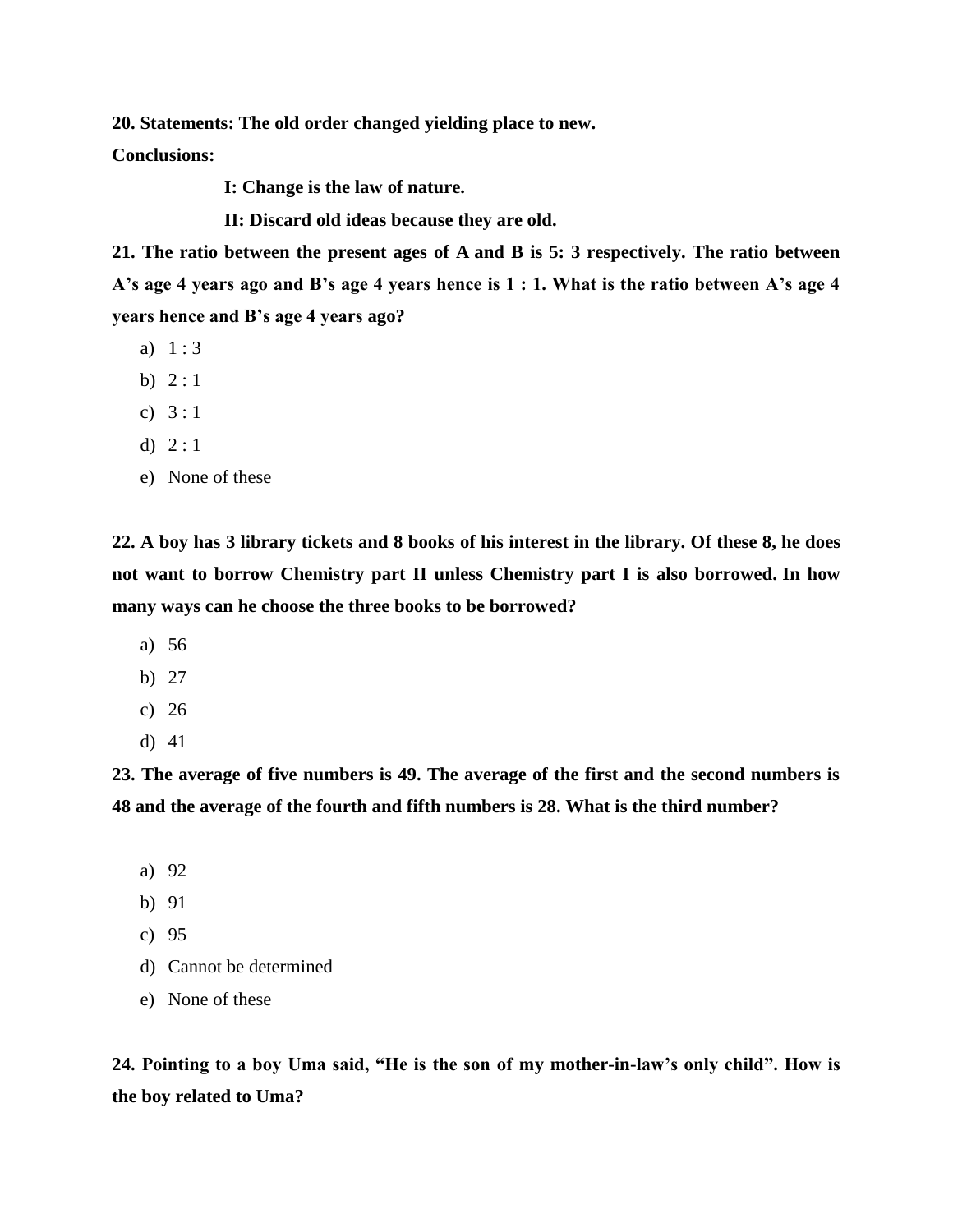**20. Statements: The old order changed yielding place to new.**

**Conclusions:**

**I: Change is the law of nature.**

**II: Discard old ideas because they are old.**

**21. The ratio between the present ages of A and B is 5: 3 respectively. The ratio between A's age 4 years ago and B's age 4 years hence is 1 : 1. What is the ratio between A's age 4 years hence and B's age 4 years ago?**

a) 1 : 3
b) 2 : 1
c) 3 : 1
d) 2 : 1
e) None of these

**22. A boy has 3 library tickets and 8 books of his interest in the library. Of these 8, he does not want to borrow Chemistry part II unless Chemistry part I is also borrowed. In how many ways can he choose the three books to be borrowed?**

a) 56
b) 27
c) 26
d) 41

**23. The average of five numbers is 49. The average of the first and the second numbers is 48 and the average of the fourth and fifth numbers is 28. What is the third number?**

a) 92
b) 91
c) 95
d) Cannot be determined
e) None of these

**24. Pointing to a boy Uma said, "He is the son of my mother-in-law's only child". How is the boy related to Uma?**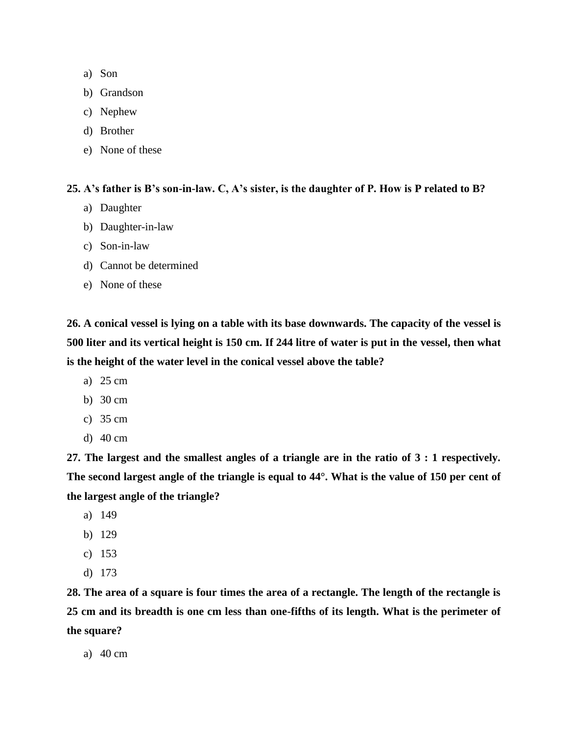a) Son
b) Grandson
c) Nephew
d) Brother
e) None of these

**25. A's father is B's son-in-law. C, A's sister, is the daughter of P. How is P related to B?**

a) Daughter
b) Daughter-in-law
c) Son-in-law
d) Cannot be determined
e) None of these

**26. A conical vessel is lying on a table with its base downwards. The capacity of the vessel is 500 liter and its vertical height is 150 cm. If 244 litre of water is put in the vessel, then what is the height of the water level in the conical vessel above the table?**

a) 25 cm
b) 30 cm
c) 35 cm
d) 40 cm

**27. The largest and the smallest angles of a triangle are in the ratio of 3 : 1 respectively. The second largest angle of the triangle is equal to 44°. What is the value of 150 per cent of the largest angle of the triangle?**

a) 149
b) 129
c) 153
d) 173

**28. The area of a square is four times the area of a rectangle. The length of the rectangle is 25 cm and its breadth is one cm less than one-fifths of its length. What is the perimeter of the square?**

a) 40 cm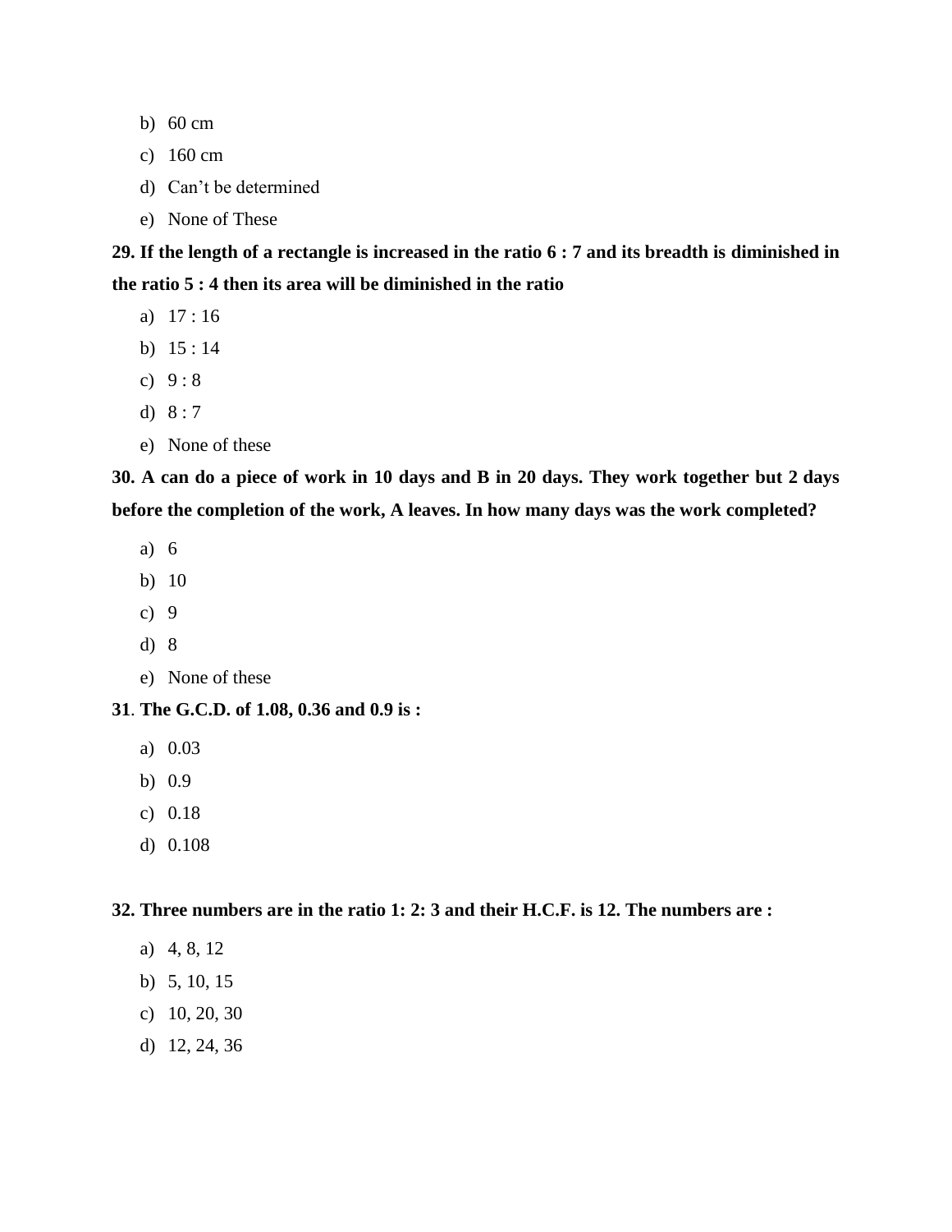b) 60 cm
c) 160 cm
d) Can't be determined
e) None of These

**29. If the length of a rectangle is increased in the ratio 6 : 7 and its breadth is diminished in the ratio 5 : 4 then its area will be diminished in the ratio**

a) 17 : 16
b) 15 : 14
c) 9 : 8
d) 8 : 7
e) None of these

**30. A can do a piece of work in 10 days and B in 20 days. They work together but 2 days before the completion of the work, A leaves. In how many days was the work completed?**

a) 6
b) 10
c) 9
d) 8
e) None of these

**31**. **The G.C.D. of 1.08, 0.36 and 0.9 is :**

a) 0.03
b) 0.9
c) 0.18
d) 0.108

**32. Three numbers are in the ratio 1: 2: 3 and their H.C.F. is 12. The numbers are :**

a) 4, 8, 12
b) 5, 10, 15
c) 10, 20, 30
d) 12, 24, 36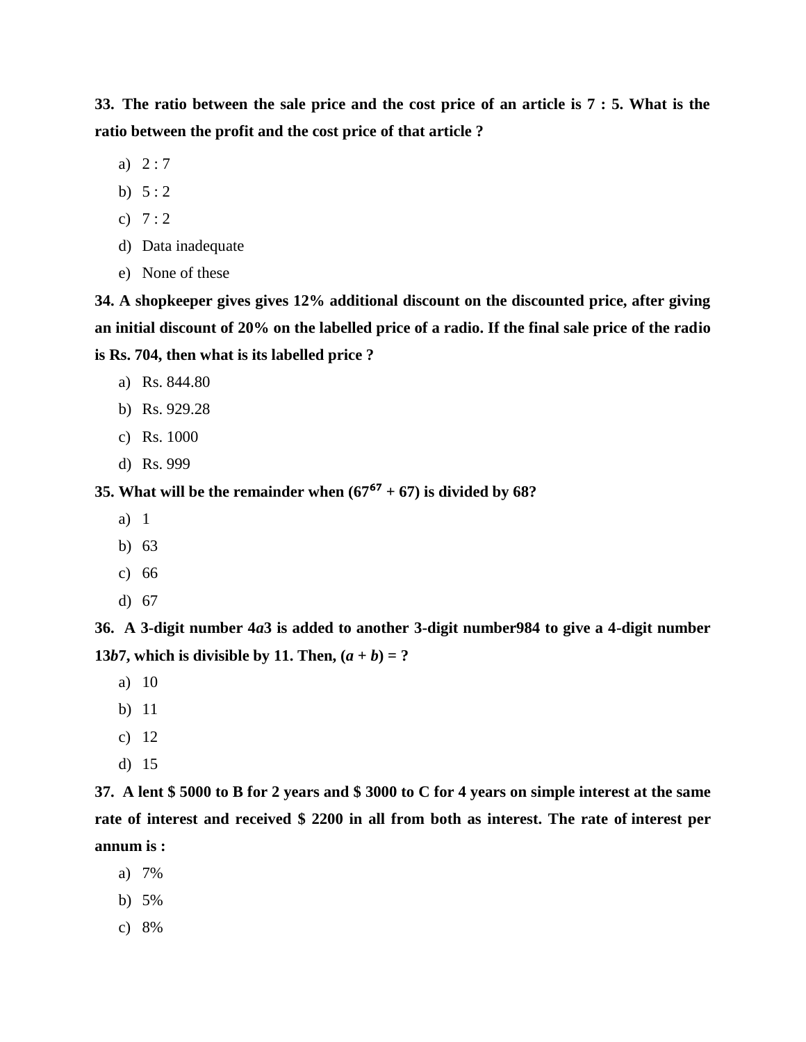**33. The ratio between the sale price and the cost price of an article is 7 : 5. What is the ratio between the profit and the cost price of that article ?**

a) 2 : 7
b) 5 : 2
c) 7 : 2
d) Data inadequate
e) None of these

**34. A shopkeeper gives gives 12% additional discount on the discounted price, after giving an initial discount of 20% on the labelled price of a radio. If the final sale price of the radio is Rs. 704, then what is its labelled price ?**

a) Rs. 844.80
b) Rs. 929.28
c) Rs. 1000
d) Rs. 999

**35. What will be the remainder when $(67^{67} + 67)$ is divided by 68?**

a) 1
b) 63
c) 66
d) 67

**36. A 3-digit number 4*a*3 is added to another 3-digit number984 to give a 4-digit number 13*b*7, which is divisible by 11. Then, $(a + b)$ = ?**

a) 10
b) 11
c) 12
d) 15

**37. A lent $ 5000 to B for 2 years and $ 3000 to C for 4 years on simple interest at the same rate of interest and received $ 2200 in all from both as interest. The rate of interest per annum is :**

a) 7%
b) 5%
c) 8%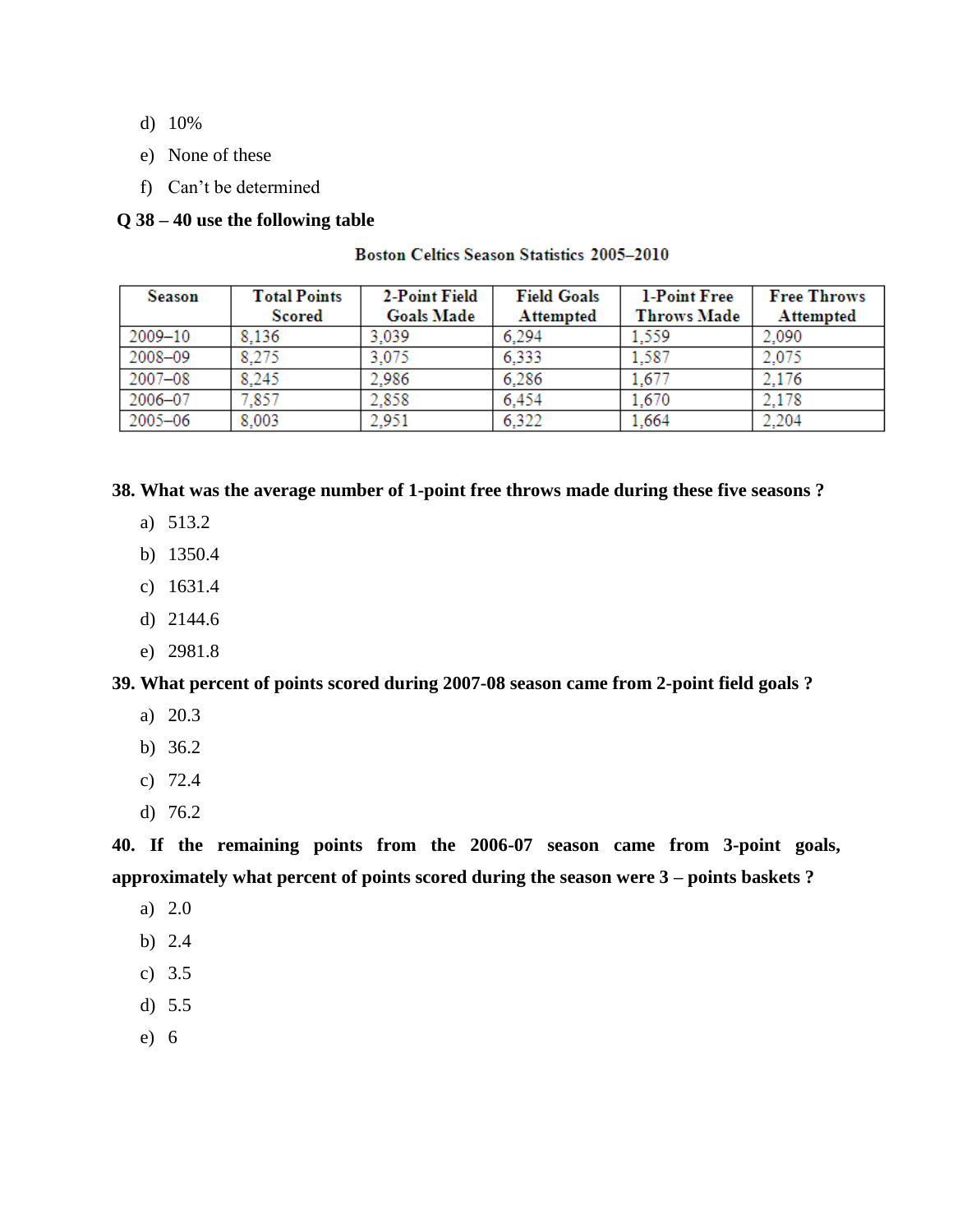d) 10%

e) None of these

f) Can't be determined

**Q 38 – 40 use the following table**

**Boston Celtics Season Statistics 2005–2010**

| Season | Total Points Scored | 2-Point Field Goals Made | Field Goals Attempted | 1-Point Free Throws Made | Free Throws Attempted |
|---|---|---|---|---|---|
| 2009–10 | 8,136 | 3,039 | 6,294 | 1,559 | 2,090 |
| 2008–09 | 8,275 | 3,075 | 6,333 | 1,587 | 2,075 |
| 2007–08 | 8,245 | 2,986 | 6,286 | 1,677 | 2,176 |
| 2006–07 | 7,857 | 2,858 | 6,454 | 1,670 | 2,178 |
| 2005–06 | 8,003 | 2,951 | 6,322 | 1,664 | 2,204 |

**38. What was the average number of 1-point free throws made during these five seasons ?**

a) 513.2

b) 1350.4

c) 1631.4

d) 2144.6

e) 2981.8

**39. What percent of points scored during 2007-08 season came from 2-point field goals ?**

a) 20.3

b) 36.2

c) 72.4

d) 76.2

**40. If the remaining points from the 2006-07 season came from 3-point goals, approximately what percent of points scored during the season were 3 – points baskets ?**

a) 2.0

b) 2.4

c) 3.5

d) 5.5

e) 6